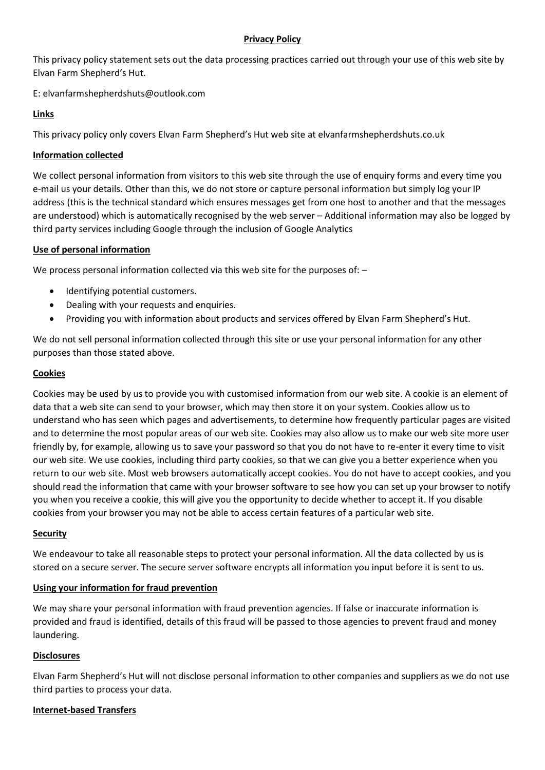# Privacy Policy

This privacy policy statement sets out the data processing practices carried out through your use of this web site by Elvan Farm Shepherd's Hut.

E: elvanfarmshepherdshuts@outlook.com

## Links

This privacy policy only covers Elvan Farm Shepherd's Hut web site at elvanfarmshepherdshuts.co.uk

## Information collected

We collect personal information from visitors to this web site through the use of enquiry forms and every time you e-mail us your details. Other than this, we do not store or capture personal information but simply log your IP address (this is the technical standard which ensures messages get from one host to another and that the messages are understood) which is automatically recognised by the web server – Additional information may also be logged by third party services including Google through the inclusion of Google Analytics

## Use of personal information

We process personal information collected via this web site for the purposes of: –

- Identifying potential customers.
- Dealing with your requests and enquiries.
- Providing you with information about products and services offered by Elvan Farm Shepherd's Hut.

We do not sell personal information collected through this site or use your personal information for any other purposes than those stated above.

## Cookies

Cookies may be used by us to provide you with customised information from our web site. A cookie is an element of data that a web site can send to your browser, which may then store it on your system. Cookies allow us to understand who has seen which pages and advertisements, to determine how frequently particular pages are visited and to determine the most popular areas of our web site. Cookies may also allow us to make our web site more user friendly by, for example, allowing us to save your password so that you do not have to re-enter it every time to visit our web site. We use cookies, including third party cookies, so that we can give you a better experience when you return to our web site. Most web browsers automatically accept cookies. You do not have to accept cookies, and you should read the information that came with your browser software to see how you can set up your browser to notify you when you receive a cookie, this will give you the opportunity to decide whether to accept it. If you disable cookies from your browser you may not be able to access certain features of a particular web site.

## Security

We endeavour to take all reasonable steps to protect your personal information. All the data collected by us is stored on a secure server. The secure server software encrypts all information you input before it is sent to us.

## Using your information for fraud prevention

We may share your personal information with fraud prevention agencies. If false or inaccurate information is provided and fraud is identified, details of this fraud will be passed to those agencies to prevent fraud and money laundering.

## Disclosures

Elvan Farm Shepherd's Hut will not disclose personal information to other companies and suppliers as we do not use third parties to process your data.

## Internet-based Transfers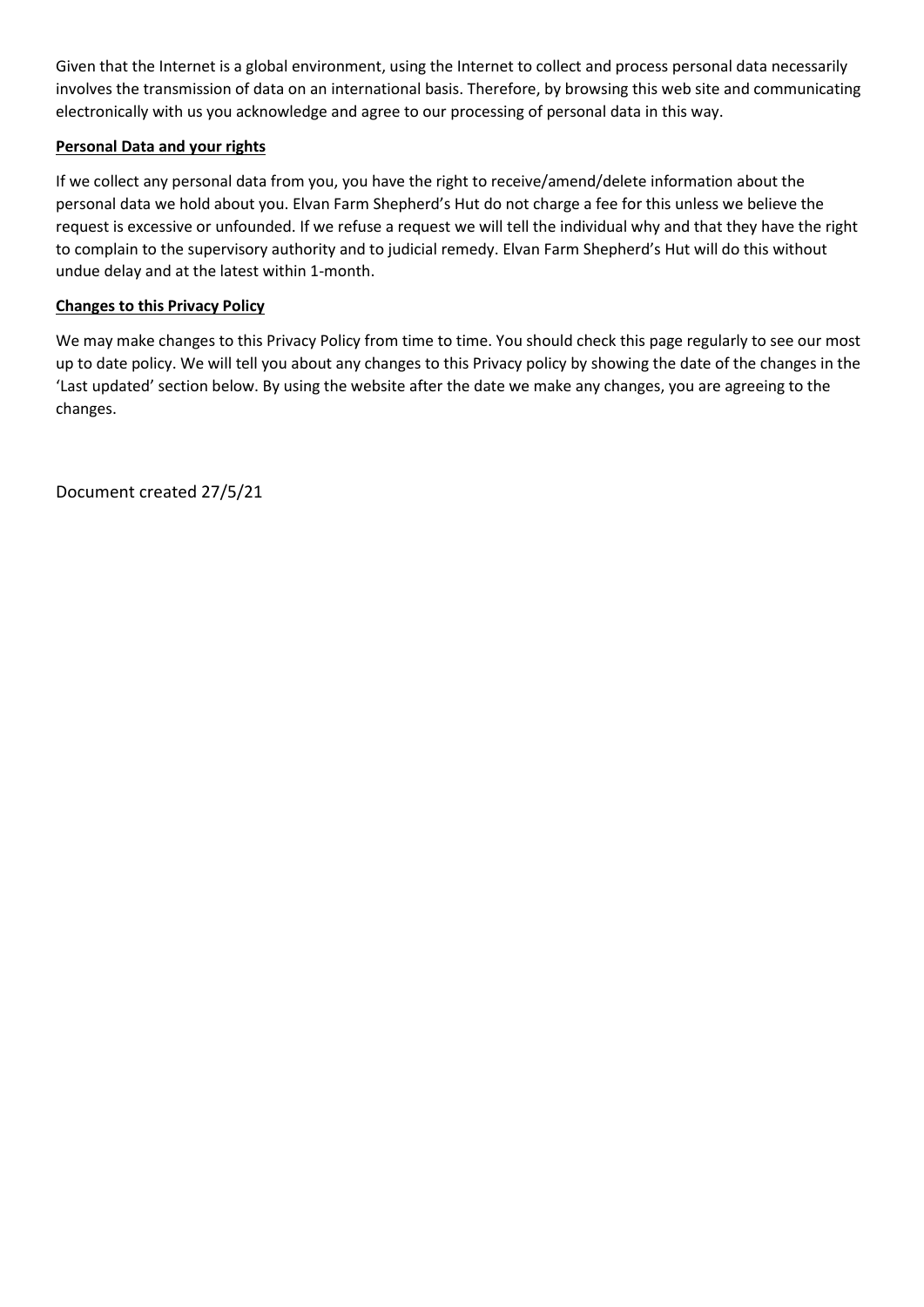Given that the Internet is a global environment, using the Internet to collect and process personal data necessarily involves the transmission of data on an international basis. Therefore, by browsing this web site and communicating electronically with us you acknowledge and agree to our processing of personal data in this way.

**Personal Data and your rights**

If we collect any personal data from you, you have the right to receive/amend/delete information about the personal data we hold about you. Elvan Farm Shepherd's Hut do not charge a fee for this unless we believe the request is excessive or unfounded. If we refuse a request we will tell the individual why and that they have the right to complain to the supervisory authority and to judicial remedy. Elvan Farm Shepherd's Hut will do this without undue delay and at the latest within 1-month.

**Changes to this Privacy Policy**

We may make changes to this Privacy Policy from time to time. You should check this page regularly to see our most up to date policy. We will tell you about any changes to this Privacy policy by showing the date of the changes in the 'Last updated' section below. By using the website after the date we make any changes, you are agreeing to the changes.

Document created 27/5/21